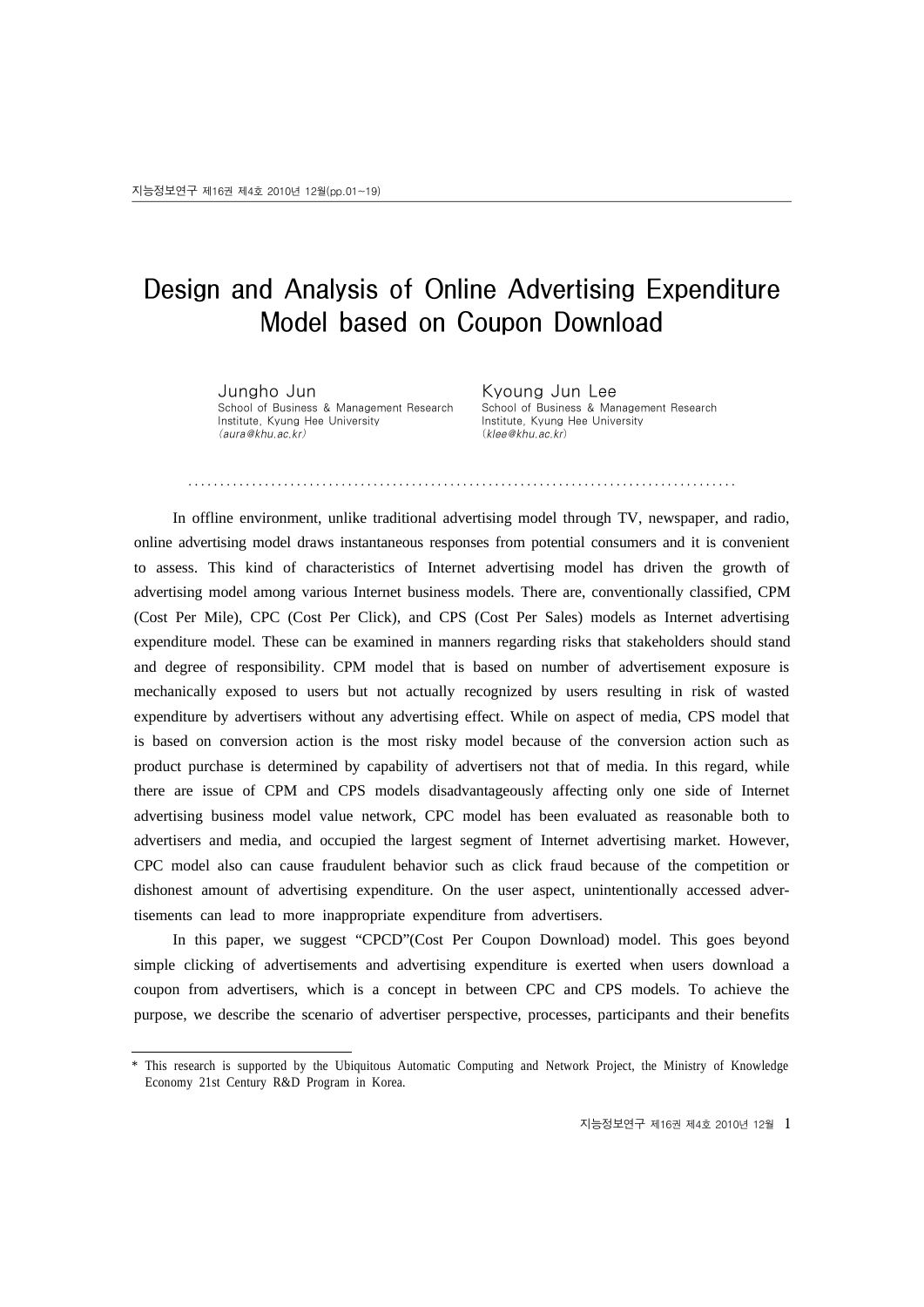# Design and Analysis of Online Advertising Expenditure Model based on Coupon Download

Jungho Jun
School of Business & Management Research Institute, Kyung Hee University
(*aura@khu.ac.kr*)

Kyoung Jun Lee
School of Business & Management Research Institute, Kyung Hee University
(*klee@khu.ac.kr*)

. . . . . . . . . . . . . . . . . . . . . . . . . . . . . . . . . . . . . . . . . . . . . . . . . . . . . . . . . . . . . . . . . . . . . . . . . . . . . . . .

In offline environment, unlike traditional advertising model through TV, newspaper, and radio, online advertising model draws instantaneous responses from potential consumers and it is convenient to assess. This kind of characteristics of Internet advertising model has driven the growth of advertising model among various Internet business models. There are, conventionally classified, CPM (Cost Per Mile), CPC (Cost Per Click), and CPS (Cost Per Sales) models as Internet advertising expenditure model. These can be examined in manners regarding risks that stakeholders should stand and degree of responsibility. CPM model that is based on number of advertisement exposure is mechanically exposed to users but not actually recognized by users resulting in risk of wasted expenditure by advertisers without any advertising effect. While on aspect of media, CPS model that is based on conversion action is the most risky model because of the conversion action such as product purchase is determined by capability of advertisers not that of media. In this regard, while there are issue of CPM and CPS models disadvantageously affecting only one side of Internet advertising business model value network, CPC model has been evaluated as reasonable both to advertisers and media, and occupied the largest segment of Internet advertising market. However, CPC model also can cause fraudulent behavior such as click fraud because of the competition or dishonest amount of advertising expenditure. On the user aspect, unintentionally accessed advertisements can lead to more inappropriate expenditure from advertisers.

In this paper, we suggest "CPCD"(Cost Per Coupon Download) model. This goes beyond simple clicking of advertisements and advertising expenditure is exerted when users download a coupon from advertisers, which is a concept in between CPC and CPS models. To achieve the purpose, we describe the scenario of advertiser perspective, processes, participants and their benefits

---

\* This research is supported by the Ubiquitous Automatic Computing and Network Project, the Ministry of Knowledge Economy 21st Century R&D Program in Korea.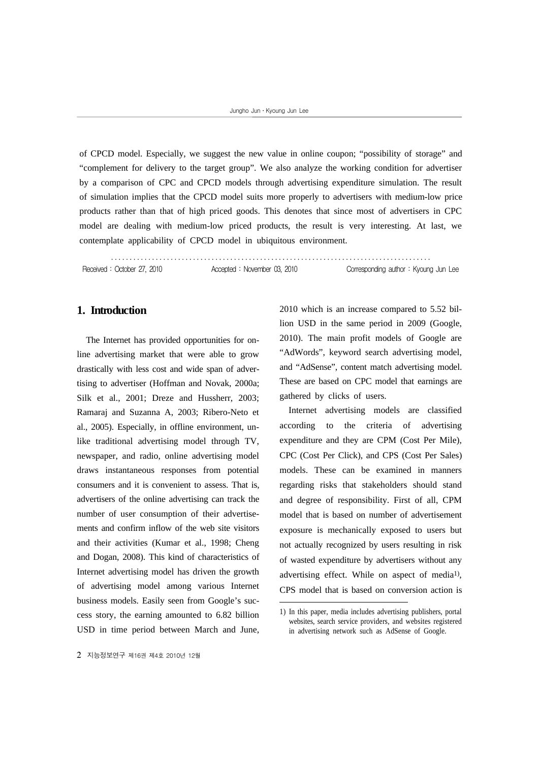of CPCD model. Especially, we suggest the new value in online coupon; "possibility of storage" and "complement for delivery to the target group". We also analyze the working condition for advertiser by a comparison of CPC and CPCD models through advertising expenditure simulation. The result of simulation implies that the CPCD model suits more properly to advertisers with medium-low price products rather than that of high priced goods. This denotes that since most of advertisers in CPC model are dealing with medium-low priced products, the result is very interesting. At last, we contemplate applicability of CPCD model in ubiquitous environment.

Received : October 27, 2010 Accepted : November 03, 2010 Corresponding author : Kyoung Jun Lee

## 1. Introduction

The Internet has provided opportunities for online advertising market that were able to grow drastically with less cost and wide span of advertising to advertiser (Hoffman and Novak, 2000a; Silk et al., 2001; Dreze and Hussherr, 2003; Ramaraj and Suzanna A, 2003; Ribero-Neto et al., 2005). Especially, in offline environment, unlike traditional advertising model through TV, newspaper, and radio, online advertising model draws instantaneous responses from potential consumers and it is convenient to assess. That is, advertisers of the online advertising can track the number of user consumption of their advertisements and confirm inflow of the web site visitors and their activities (Kumar et al., 1998; Cheng and Dogan, 2008). This kind of characteristics of Internet advertising model has driven the growth of advertising model among various Internet business models. Easily seen from Google's success story, the earning amounted to 6.82 billion USD in time period between March and June, 2010 which is an increase compared to 5.52 billion USD in the same period in 2009 (Google, 2010). The main profit models of Google are "AdWords", keyword search advertising model, and "AdSense", content match advertising model. These are based on CPC model that earnings are gathered by clicks of users.

Internet advertising models are classified according to the criteria of advertising expenditure and they are CPM (Cost Per Mile), CPC (Cost Per Click), and CPS (Cost Per Sales) models. These can be examined in manners regarding risks that stakeholders should stand and degree of responsibility. First of all, CPM model that is based on number of advertisement exposure is mechanically exposed to users but not actually recognized by users resulting in risk of wasted expenditure by advertisers without any advertising effect. While on aspect of media[1], CPS model that is based on conversion action is

[1] In this paper, media includes advertising publishers, portal websites, search service providers, and websites registered in advertising network such as AdSense of Google.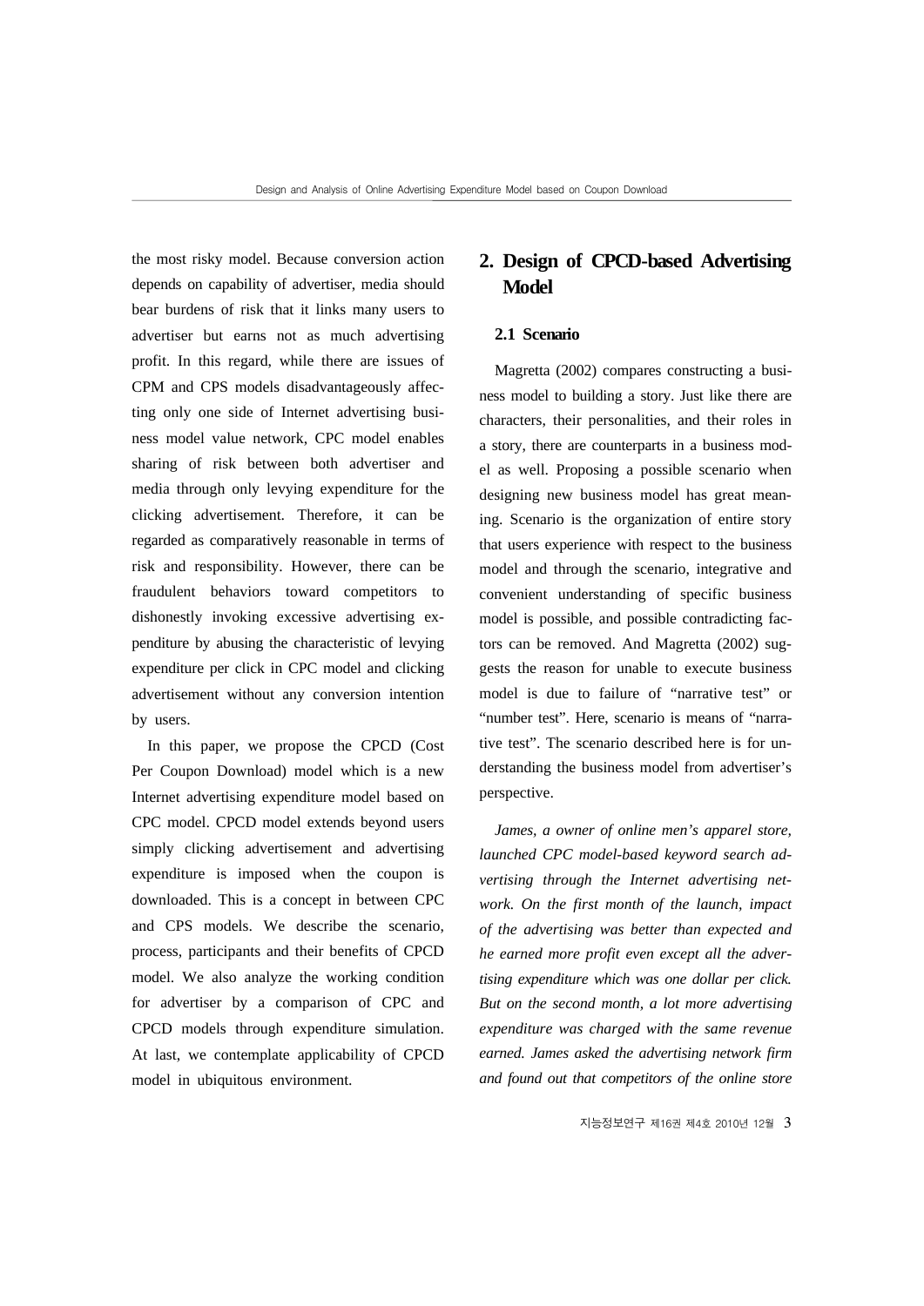the most risky model. Because conversion action depends on capability of advertiser, media should bear burdens of risk that it links many users to advertiser but earns not as much advertising profit. In this regard, while there are issues of CPM and CPS models disadvantageously affecting only one side of Internet advertising business model value network, CPC model enables sharing of risk between both advertiser and media through only levying expenditure for the clicking advertisement. Therefore, it can be regarded as comparatively reasonable in terms of risk and responsibility. However, there can be fraudulent behaviors toward competitors to dishonestly invoking excessive advertising expenditure by abusing the characteristic of levying expenditure per click in CPC model and clicking advertisement without any conversion intention by users.

In this paper, we propose the CPCD (Cost Per Coupon Download) model which is a new Internet advertising expenditure model based on CPC model. CPCD model extends beyond users simply clicking advertisement and advertising expenditure is imposed when the coupon is downloaded. This is a concept in between CPC and CPS models. We describe the scenario, process, participants and their benefits of CPCD model. We also analyze the working condition for advertiser by a comparison of CPC and CPCD models through expenditure simulation. At last, we contemplate applicability of CPCD model in ubiquitous environment.

## 2. Design of CPCD-based Advertising Model

### 2.1 Scenario

Magretta (2002) compares constructing a business model to building a story. Just like there are characters, their personalities, and their roles in a story, there are counterparts in a business model as well. Proposing a possible scenario when designing new business model has great meaning. Scenario is the organization of entire story that users experience with respect to the business model and through the scenario, integrative and convenient understanding of specific business model is possible, and possible contradicting factors can be removed. And Magretta (2002) suggests the reason for unable to execute business model is due to failure of "narrative test" or "number test". Here, scenario is means of "narrative test". The scenario described here is for understanding the business model from advertiser's perspective.

*James, a owner of online men's apparel store, launched CPC model-based keyword search advertising through the Internet advertising network. On the first month of the launch, impact of the advertising was better than expected and he earned more profit even except all the advertising expenditure which was one dollar per click. But on the second month, a lot more advertising expenditure was charged with the same revenue earned. James asked the advertising network firm and found out that competitors of the online store*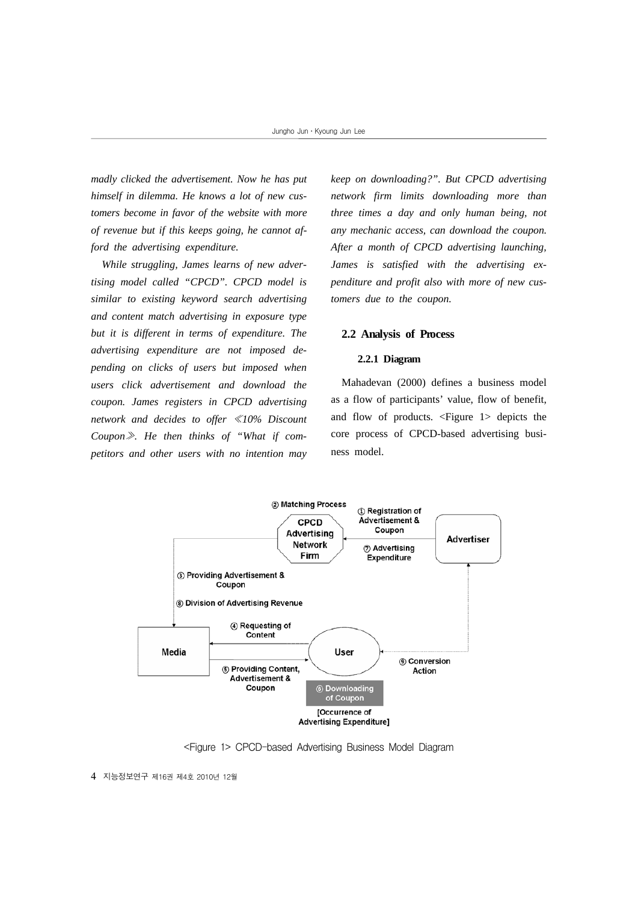*madly clicked the advertisement. Now he has put himself in dilemma. He knows a lot of new customers become in favor of the website with more of revenue but if this keeps going, he cannot afford the advertising expenditure.*

*While struggling, James learns of new advertising model called "CPCD". CPCD model is similar to existing keyword search advertising and content match advertising in exposure type but it is different in terms of expenditure. The advertising expenditure are not imposed depending on clicks of users but imposed when users click advertisement and download the coupon. James registers in CPCD advertising network and decides to offer ≪10% Discount Coupon≫. He then thinks of "What if competitors and other users with no intention may keep on downloading?". But CPCD advertising network firm limits downloading more than three times a day and only human being, not any mechanic access, can download the coupon. After a month of CPCD advertising launching, James is satisfied with the advertising expenditure and profit also with more of new customers due to the coupon.*

## 2.2 Analysis of Process

### 2.2.1 Diagram

Mahadevan (2000) defines a business model as a flow of participants' value, flow of benefit, and flow of products. <Figure 1> depicts the core process of CPCD-based advertising business model.

② Matching Process
CPCD Advertising Network Firm
① Registration of Advertisement & Coupon
⑦ Advertising Expenditure
Advertiser
③ Providing Advertisement & Coupon
⑧ Division of Advertising Revenue
④ Requesting of Content
Media
User
⑤ Providing Content, Advertisement & Coupon
⑥ Downloading of Coupon
[Occurrence of Advertising Expenditure]
⑨ Conversion Action

<Figure 1> CPCD-based Advertising Business Model Diagram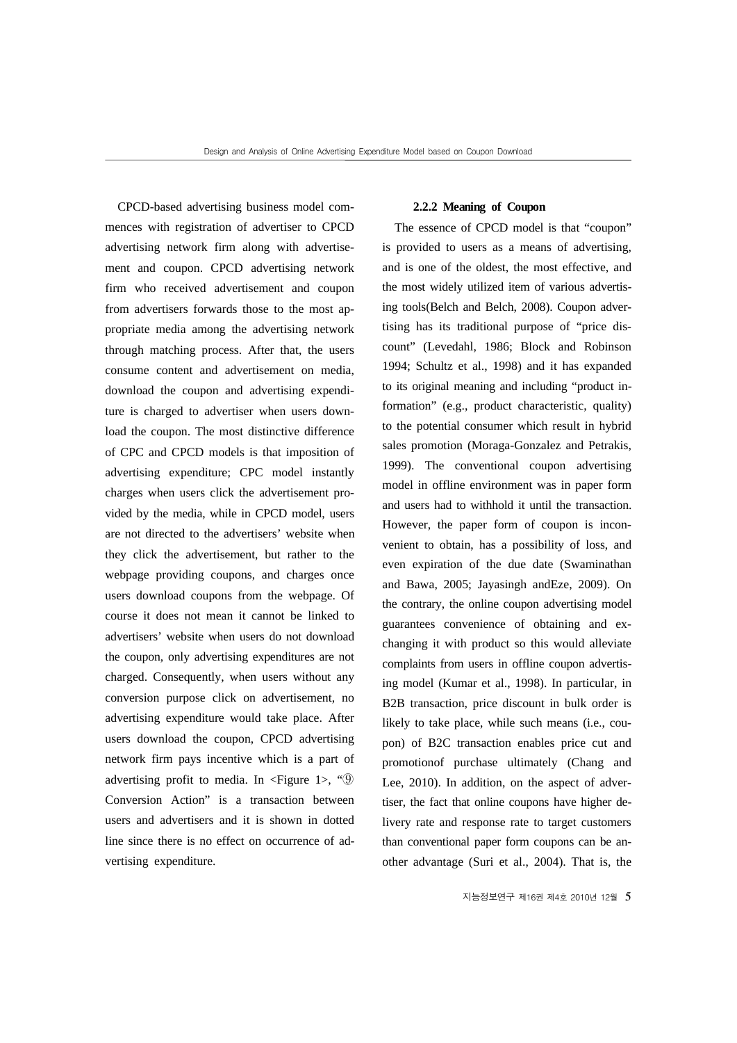CPCD-based advertising business model commences with registration of advertiser to CPCD advertising network firm along with advertisement and coupon. CPCD advertising network firm who received advertisement and coupon from advertisers forwards those to the most appropriate media among the advertising network through matching process. After that, the users consume content and advertisement on media, download the coupon and advertising expenditure is charged to advertiser when users download the coupon. The most distinctive difference of CPC and CPCD models is that imposition of advertising expenditure; CPC model instantly charges when users click the advertisement provided by the media, while in CPCD model, users are not directed to the advertisers' website when they click the advertisement, but rather to the webpage providing coupons, and charges once users download coupons from the webpage. Of course it does not mean it cannot be linked to advertisers' website when users do not download the coupon, only advertising expenditures are not charged. Consequently, when users without any conversion purpose click on advertisement, no advertising expenditure would take place. After users download the coupon, CPCD advertising network firm pays incentive which is a part of advertising profit to media. In <Figure 1>, "⑨ Conversion Action" is a transaction between users and advertisers and it is shown in dotted line since there is no effect on occurrence of advertising expenditure.

#### 2.2.2 Meaning of Coupon

The essence of CPCD model is that "coupon" is provided to users as a means of advertising, and is one of the oldest, the most effective, and the most widely utilized item of various advertising tools(Belch and Belch, 2008). Coupon advertising has its traditional purpose of "price discount" (Levedahl, 1986; Block and Robinson 1994; Schultz et al., 1998) and it has expanded to its original meaning and including "product information" (e.g., product characteristic, quality) to the potential consumer which result in hybrid sales promotion (Moraga-Gonzalez and Petrakis, 1999). The conventional coupon advertising model in offline environment was in paper form and users had to withhold it until the transaction. However, the paper form of coupon is inconvenient to obtain, has a possibility of loss, and even expiration of the due date (Swaminathan and Bawa, 2005; Jayasingh andEze, 2009). On the contrary, the online coupon advertising model guarantees convenience of obtaining and exchanging it with product so this would alleviate complaints from users in offline coupon advertising model (Kumar et al., 1998). In particular, in B2B transaction, price discount in bulk order is likely to take place, while such means (i.e., coupon) of B2C transaction enables price cut and promotionof purchase ultimately (Chang and Lee, 2010). In addition, on the aspect of advertiser, the fact that online coupons have higher delivery rate and response rate to target customers than conventional paper form coupons can be another advantage (Suri et al., 2004). That is, the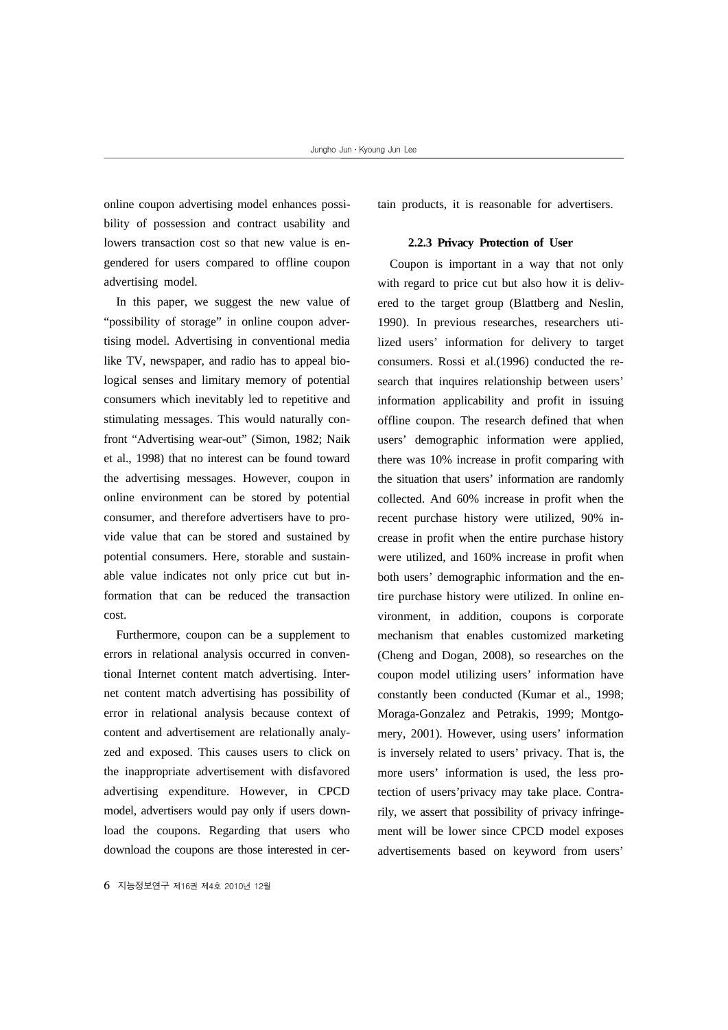online coupon advertising model enhances possibility of possession and contract usability and lowers transaction cost so that new value is engendered for users compared to offline coupon advertising model.

In this paper, we suggest the new value of "possibility of storage" in online coupon advertising model. Advertising in conventional media like TV, newspaper, and radio has to appeal biological senses and limitary memory of potential consumers which inevitably led to repetitive and stimulating messages. This would naturally confront "Advertising wear-out" (Simon, 1982; Naik et al., 1998) that no interest can be found toward the advertising messages. However, coupon in online environment can be stored by potential consumer, and therefore advertisers have to provide value that can be stored and sustained by potential consumers. Here, storable and sustainable value indicates not only price cut but information that can be reduced the transaction cost.

Furthermore, coupon can be a supplement to errors in relational analysis occurred in conventional Internet content match advertising. Internet content match advertising has possibility of error in relational analysis because context of content and advertisement are relationally analyzed and exposed. This causes users to click on the inappropriate advertisement with disfavored advertising expenditure. However, in CPCD model, advertisers would pay only if users download the coupons. Regarding that users who download the coupons are those interested in certain products, it is reasonable for advertisers.

#### 2.2.3 Privacy Protection of User

Coupon is important in a way that not only with regard to price cut but also how it is delivered to the target group (Blattberg and Neslin, 1990). In previous researches, researchers utilized users' information for delivery to target consumers. Rossi et al.(1996) conducted the research that inquires relationship between users' information applicability and profit in issuing offline coupon. The research defined that when users' demographic information were applied, there was 10% increase in profit comparing with the situation that users' information are randomly collected. And 60% increase in profit when the recent purchase history were utilized, 90% increase in profit when the entire purchase history were utilized, and 160% increase in profit when both users' demographic information and the entire purchase history were utilized. In online environment, in addition, coupons is corporate mechanism that enables customized marketing (Cheng and Dogan, 2008), so researches on the coupon model utilizing users' information have constantly been conducted (Kumar et al., 1998; Moraga-Gonzalez and Petrakis, 1999; Montgomery, 2001). However, using users' information is inversely related to users' privacy. That is, the more users' information is used, the less protection of users'privacy may take place. Contrarily, we assert that possibility of privacy infringement will be lower since CPCD model exposes advertisements based on keyword from users'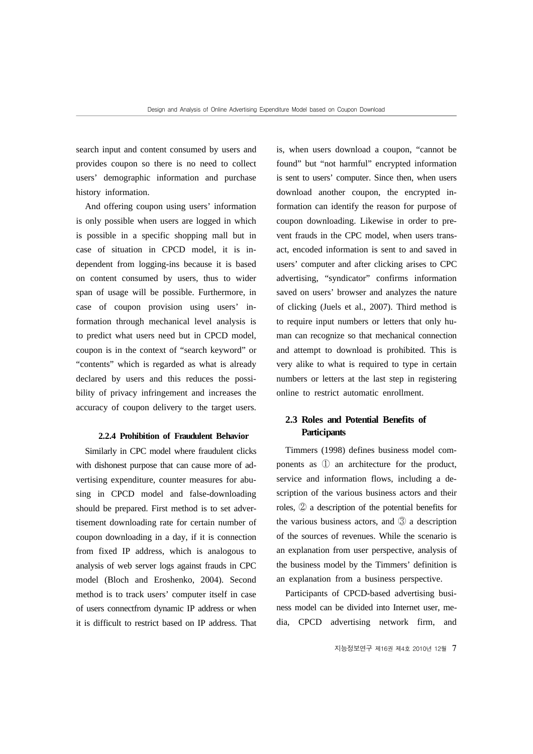search input and content consumed by users and provides coupon so there is no need to collect users' demographic information and purchase history information.

And offering coupon using users' information is only possible when users are logged in which is possible in a specific shopping mall but in case of situation in CPCD model, it is independent from logging-ins because it is based on content consumed by users, thus to wider span of usage will be possible. Furthermore, in case of coupon provision using users' information through mechanical level analysis is to predict what users need but in CPCD model, coupon is in the context of "search keyword" or "contents" which is regarded as what is already declared by users and this reduces the possibility of privacy infringement and increases the accuracy of coupon delivery to the target users.

#### 2.2.4 Prohibition of Fraudulent Behavior

Similarly in CPC model where fraudulent clicks with dishonest purpose that can cause more of advertising expenditure, counter measures for abusing in CPCD model and false-downloading should be prepared. First method is to set advertisement downloading rate for certain number of coupon downloading in a day, if it is connection from fixed IP address, which is analogous to analysis of web server logs against frauds in CPC model (Bloch and Eroshenko, 2004). Second method is to track users' computer itself in case of users connectfrom dynamic IP address or when it is difficult to restrict based on IP address. That is, when users download a coupon, "cannot be found" but "not harmful" encrypted information is sent to users' computer. Since then, when users download another coupon, the encrypted information can identify the reason for purpose of coupon downloading. Likewise in order to prevent frauds in the CPC model, when users transact, encoded information is sent to and saved in users' computer and after clicking arises to CPC advertising, "syndicator" confirms information saved on users' browser and analyzes the nature of clicking (Juels et al., 2007). Third method is to require input numbers or letters that only human can recognize so that mechanical connection and attempt to download is prohibited. This is very alike to what is required to type in certain numbers or letters at the last step in registering online to restrict automatic enrollment.

### 2.3 Roles and Potential Benefits of Participants

Timmers (1998) defines business model components as ① an architecture for the product, service and information flows, including a description of the various business actors and their roles, ② a description of the potential benefits for the various business actors, and ③ a description of the sources of revenues. While the scenario is an explanation from user perspective, analysis of the business model by the Timmers' definition is an explanation from a business perspective.

Participants of CPCD-based advertising business model can be divided into Internet user, media, CPCD advertising network firm, and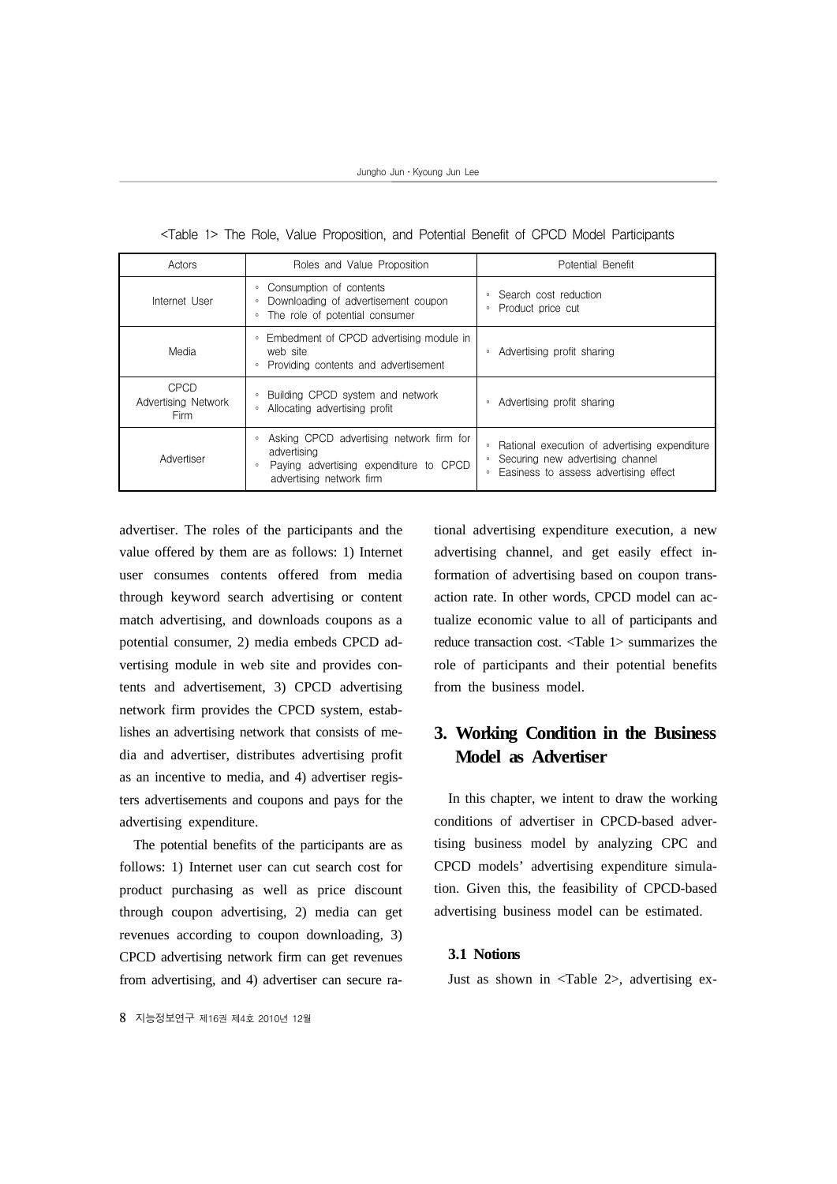<Table 1> The Role, Value Proposition, and Potential Benefit of CPCD Model Participants

| Actors | Roles and Value Proposition | Potential Benefit |
|---|---|---|
| Internet User | ◦ Consumption of contents<br>◦ Downloading of advertisement coupon<br>◦ The role of potential consumer | ◦ Search cost reduction<br>◦ Product price cut |
| Media | ◦ Embedment of CPCD advertising module in web site<br>◦ Providing contents and advertisement | ◦ Advertising profit sharing |
| CPCD Advertising Network Firm | ◦ Building CPCD system and network<br>◦ Allocating advertising profit | ◦ Advertising profit sharing |
| Advertiser | ◦ Asking CPCD advertising network firm for advertising<br>◦ Paying advertising expenditure to CPCD advertising network firm | ◦ Rational execution of advertising expenditure<br>◦ Securing new advertising channel<br>◦ Easiness to assess advertising effect |

advertiser. The roles of the participants and the value offered by them are as follows: 1) Internet user consumes contents offered from media through keyword search advertising or content match advertising, and downloads coupons as a potential consumer, 2) media embeds CPCD advertising module in web site and provides contents and advertisement, 3) CPCD advertising network firm provides the CPCD system, establishes an advertising network that consists of media and advertiser, distributes advertising profit as an incentive to media, and 4) advertiser registers advertisements and coupons and pays for the advertising expenditure.

The potential benefits of the participants are as follows: 1) Internet user can cut search cost for product purchasing as well as price discount through coupon advertising, 2) media can get revenues according to coupon downloading, 3) CPCD advertising network firm can get revenues from advertising, and 4) advertiser can secure rational advertising expenditure execution, a new advertising channel, and get easily effect information of advertising based on coupon transaction rate. In other words, CPCD model can actualize economic value to all of participants and reduce transaction cost. <Table 1> summarizes the role of participants and their potential benefits from the business model.

## 3. Working Condition in the Business Model as Advertiser

In this chapter, we intent to draw the working conditions of advertiser in CPCD-based advertising business model by analyzing CPC and CPCD models' advertising expenditure simulation. Given this, the feasibility of CPCD-based advertising business model can be estimated.

### 3.1 Notions

Just as shown in <Table 2>, advertising ex-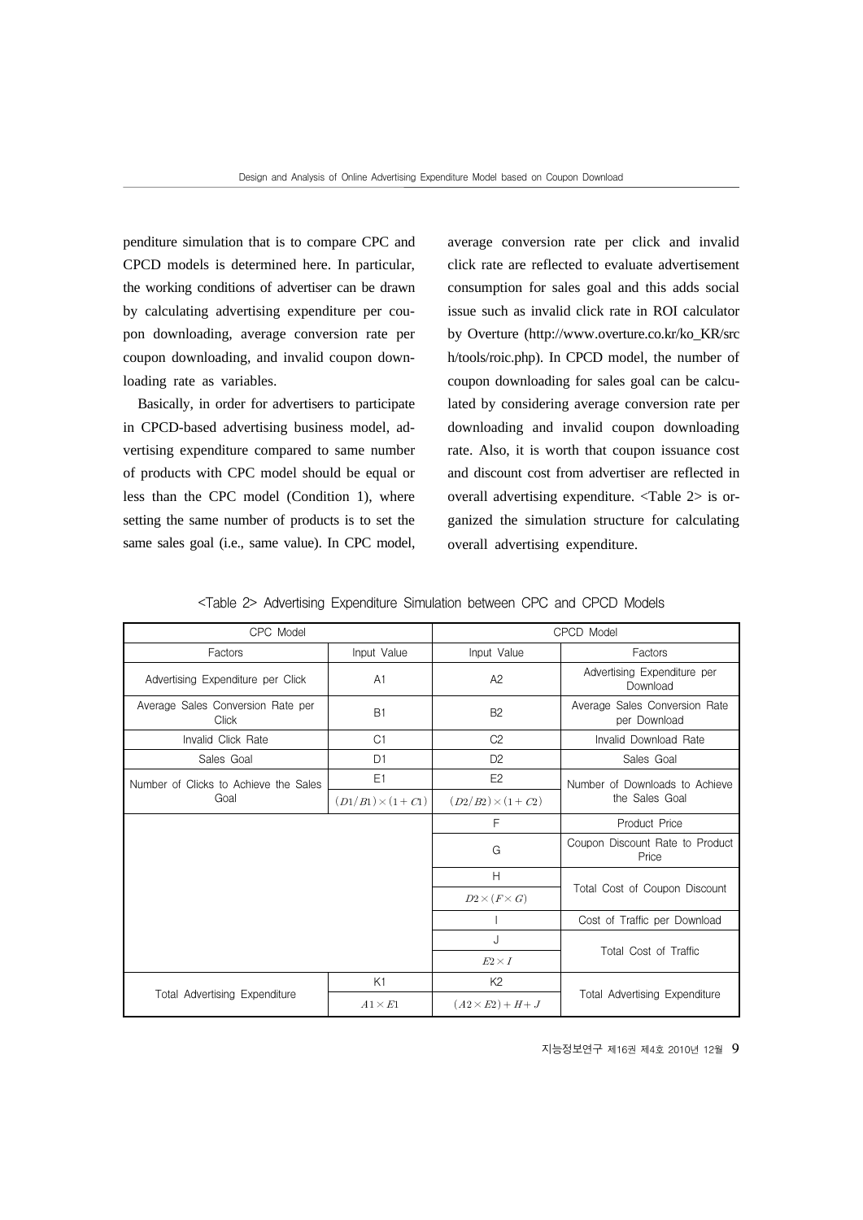penditure simulation that is to compare CPC and CPCD models is determined here. In particular, the working conditions of advertiser can be drawn by calculating advertising expenditure per coupon downloading, average conversion rate per coupon downloading, and invalid coupon downloading rate as variables.

Basically, in order for advertisers to participate in CPCD-based advertising business model, advertising expenditure compared to same number of products with CPC model should be equal or less than the CPC model (Condition 1), where setting the same number of products is to set the same sales goal (i.e., same value). In CPC model, average conversion rate per click and invalid click rate are reflected to evaluate advertisement consumption for sales goal and this adds social issue such as invalid click rate in ROI calculator by Overture (http://www.overture.co.kr/ko_KR/srch/tools/roic.php). In CPCD model, the number of coupon downloading for sales goal can be calculated by considering average conversion rate per downloading and invalid coupon downloading rate. Also, it is worth that coupon issuance cost and discount cost from advertiser are reflected in overall advertising expenditure. <Table 2> is organized the simulation structure for calculating overall advertising expenditure.

<Table 2> Advertising Expenditure Simulation between CPC and CPCD Models

| CPC Model | | CPCD Model | |
|---|---|---|---|
| Factors | Input Value | Input Value | Factors |
| Advertising Expenditure per Click | A1 | A2 | Advertising Expenditure per Download |
| Average Sales Conversion Rate per Click | B1 | B2 | Average Sales Conversion Rate per Download |
| Invalid Click Rate | C1 | C2 | Invalid Download Rate |
| Sales Goal | D1 | D2 | Sales Goal |
| Number of Clicks to Achieve the Sales Goal | E1<br>$(D1/B1)\times(1+C1)$ | E2<br>$(D2/B2)\times(1+C2)$ | Number of Downloads to Achieve the Sales Goal |
| | | F | Product Price |
| | | G | Coupon Discount Rate to Product Price |
| | | H<br>$D2\times(F\times G)$ | Total Cost of Coupon Discount |
| | | I | Cost of Traffic per Download |
| | | J<br>$E2\times I$ | Total Cost of Traffic |
| Total Advertising Expenditure | K1<br>$A1\times E1$ | K2<br>$(A2\times E2)+H+J$ | Total Advertising Expenditure |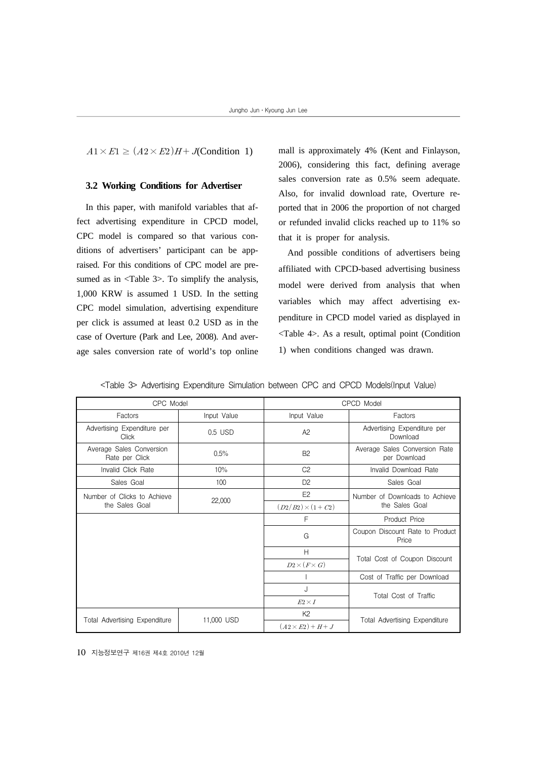$A1 \times E1 \geq (A2 \times E2)H + J$(Condition 1)

### 3.2 Working Conditions for Advertiser

In this paper, with manifold variables that affect advertising expenditure in CPCD model, CPC model is compared so that various conditions of advertisers' participant can be appraised. For this conditions of CPC model are presumed as in <Table 3>. To simplify the analysis, 1,000 KRW is assumed 1 USD. In the setting CPC model simulation, advertising expenditure per click is assumed at least 0.2 USD as in the case of Overture (Park and Lee, 2008). And average sales conversion rate of world's top online mall is approximately 4% (Kent and Finlayson, 2006), considering this fact, defining average sales conversion rate as 0.5% seem adequate. Also, for invalid download rate, Overture reported that in 2006 the proportion of not charged or refunded invalid clicks reached up to 11% so that it is proper for analysis.

And possible conditions of advertisers being affiliated with CPCD-based advertising business model were derived from analysis that when variables which may affect advertising expenditure in CPCD model varied as displayed in <Table 4>. As a result, optimal point (Condition 1) when conditions changed was drawn.

<Table 3> Advertising Expenditure Simulation between CPC and CPCD Models(Input Value)

| CPC Model | | CPCD Model | |
|---|---|---|---|
| Factors | Input Value | Input Value | Factors |
| Advertising Expenditure per Click | 0.5 USD | A2 | Advertising Expenditure per Download |
| Average Sales Conversion Rate per Click | 0.5% | B2 | Average Sales Conversion Rate per Download |
| Invalid Click Rate | 10% | C2 | Invalid Download Rate |
| Sales Goal | 100 | D2 | Sales Goal |
| Number of Clicks to Achieve the Sales Goal | 22,000 | E2<br>$(D2/B2) \times (1+C2)$ | Number of Downloads to Achieve the Sales Goal |
| | | F | Product Price |
| | | G | Coupon Discount Rate to Product Price |
| | | H<br>$D2 \times (F \times G)$ | Total Cost of Coupon Discount |
| | | I | Cost of Traffic per Download |
| | | J<br>$E2 \times I$ | Total Cost of Traffic |
| Total Advertising Expenditure | 11,000 USD | K2<br>$(A2 \times E2) + H + J$ | Total Advertising Expenditure |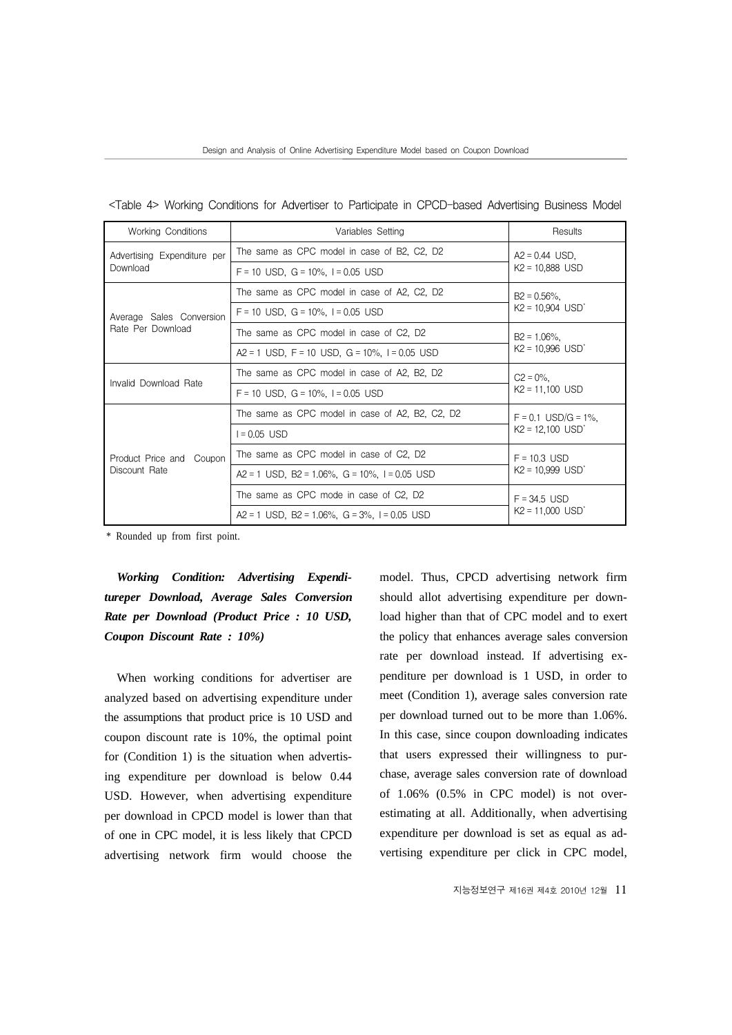<Table 4> Working Conditions for Advertiser to Participate in CPCD-based Advertising Business Model

| Working Conditions | Variables Setting | Results |
|---|---|---|
| Advertising Expenditure per Download | The same as CPC model in case of B2, C2, D2 | A2 = 0.44 USD, K2 = 10,888 USD |
| | F = 10 USD, G = 10%, I = 0.05 USD | |
| Average Sales Conversion Rate Per Download | The same as CPC model in case of A2, C2, D2 | B2 = 0.56%, K2 = 10,904 USD* |
| | F = 10 USD, G = 10%, I = 0.05 USD | |
| | The same as CPC model in case of C2, D2 | B2 = 1.06%, K2 = 10,996 USD* |
| | A2 = 1 USD, F = 10 USD, G = 10%, I = 0.05 USD | |
| Invalid Download Rate | The same as CPC model in case of A2, B2, D2 | C2 = 0%, K2 = 11,100 USD |
| | F = 10 USD, G = 10%, I = 0.05 USD | |
| Product Price and Coupon Discount Rate | The same as CPC model in case of A2, B2, C2, D2 | F = 0.1 USD/G = 1%, K2 = 12,100 USD* |
| | I = 0.05 USD | |
| | The same as CPC model in case of C2, D2 | F = 10.3 USD K2 = 10,999 USD* |
| | A2 = 1 USD, B2 = 1.06%, G = 10%, I = 0.05 USD | |
| | The same as CPC mode in case of C2, D2 | F = 34.5 USD K2 = 11,000 USD* |
| | A2 = 1 USD, B2 = 1.06%, G = 3%, I = 0.05 USD | |

\* Rounded up from first point.

***Working Condition: Advertising Expenditureper Download, Average Sales Conversion Rate per Download (Product Price : 10 USD, Coupon Discount Rate : 10%)***

When working conditions for advertiser are analyzed based on advertising expenditure under the assumptions that product price is 10 USD and coupon discount rate is 10%, the optimal point for (Condition 1) is the situation when advertising expenditure per download is below 0.44 USD. However, when advertising expenditure per download in CPCD model is lower than that of one in CPC model, it is less likely that CPCD advertising network firm would choose the model. Thus, CPCD advertising network firm should allot advertising expenditure per download higher than that of CPC model and to exert the policy that enhances average sales conversion rate per download instead. If advertising expenditure per download is 1 USD, in order to meet (Condition 1), average sales conversion rate per download turned out to be more than 1.06%. In this case, since coupon downloading indicates that users expressed their willingness to purchase, average sales conversion rate of download of 1.06% (0.5% in CPC model) is not overestimating at all. Additionally, when advertising expenditure per download is set as equal as advertising expenditure per click in CPC model,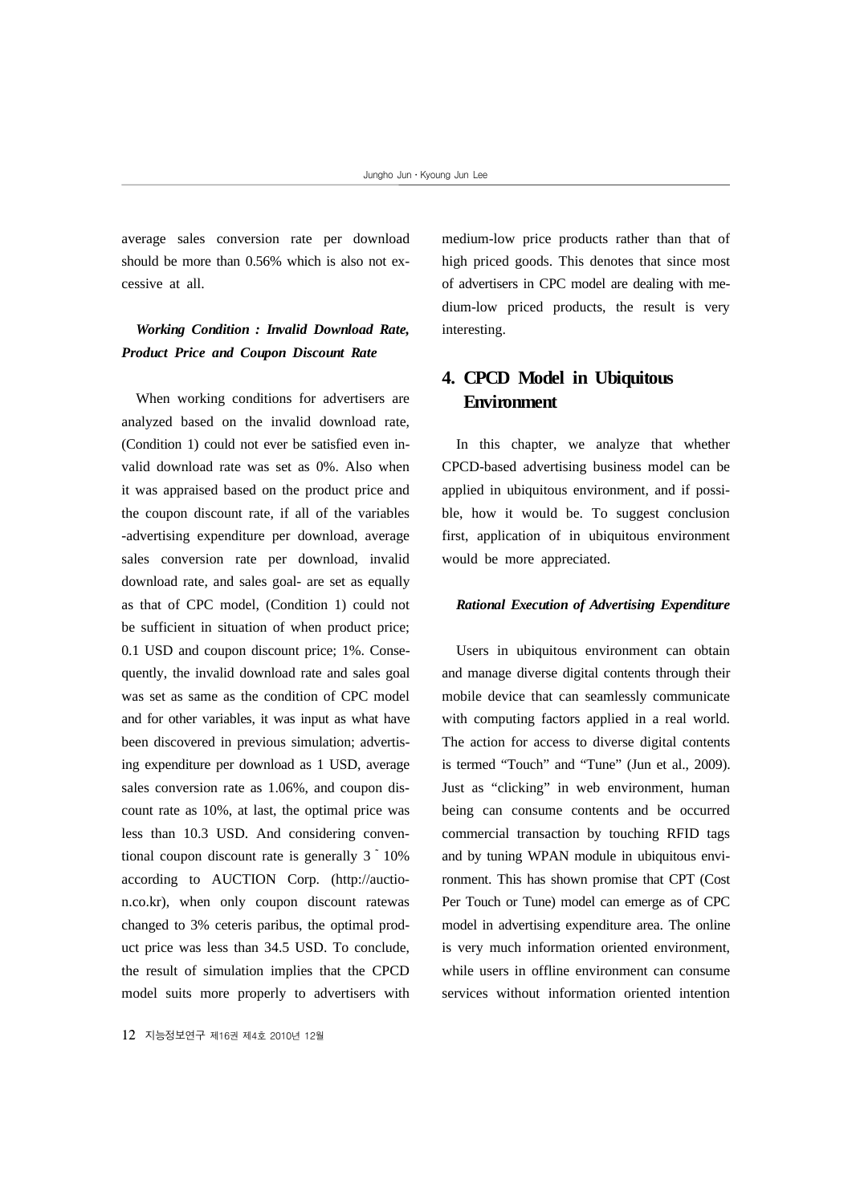average sales conversion rate per download should be more than 0.56% which is also not excessive at all.

***Working Condition : Invalid Download Rate, Product Price and Coupon Discount Rate***

When working conditions for advertisers are analyzed based on the invalid download rate, (Condition 1) could not ever be satisfied even invalid download rate was set as 0%. Also when it was appraised based on the product price and the coupon discount rate, if all of the variables -advertising expenditure per download, average sales conversion rate per download, invalid download rate, and sales goal- are set as equally as that of CPC model, (Condition 1) could not be sufficient in situation of when product price; 0.1 USD and coupon discount price; 1%. Consequently, the invalid download rate and sales goal was set as same as the condition of CPC model and for other variables, it was input as what have been discovered in previous simulation; advertising expenditure per download as 1 USD, average sales conversion rate as 1.06%, and coupon discount rate as 10%, at last, the optimal price was less than 10.3 USD. And considering conventional coupon discount rate is generally 3 ˜ 10% according to AUCTION Corp. (http://auction.co.kr), when only coupon discount ratewas changed to 3% ceteris paribus, the optimal product price was less than 34.5 USD. To conclude, the result of simulation implies that the CPCD model suits more properly to advertisers with medium-low price products rather than that of high priced goods. This denotes that since most of advertisers in CPC model are dealing with medium-low priced products, the result is very interesting.

## 4. CPCD Model in Ubiquitous Environment

In this chapter, we analyze that whether CPCD-based advertising business model can be applied in ubiquitous environment, and if possible, how it would be. To suggest conclusion first, application of in ubiquitous environment would be more appreciated.

***Rational Execution of Advertising Expenditure***

Users in ubiquitous environment can obtain and manage diverse digital contents through their mobile device that can seamlessly communicate with computing factors applied in a real world. The action for access to diverse digital contents is termed "Touch" and "Tune" (Jun et al., 2009). Just as "clicking" in web environment, human being can consume contents and be occurred commercial transaction by touching RFID tags and by tuning WPAN module in ubiquitous environment. This has shown promise that CPT (Cost Per Touch or Tune) model can emerge as of CPC model in advertising expenditure area. The online is very much information oriented environment, while users in offline environment can consume services without information oriented intention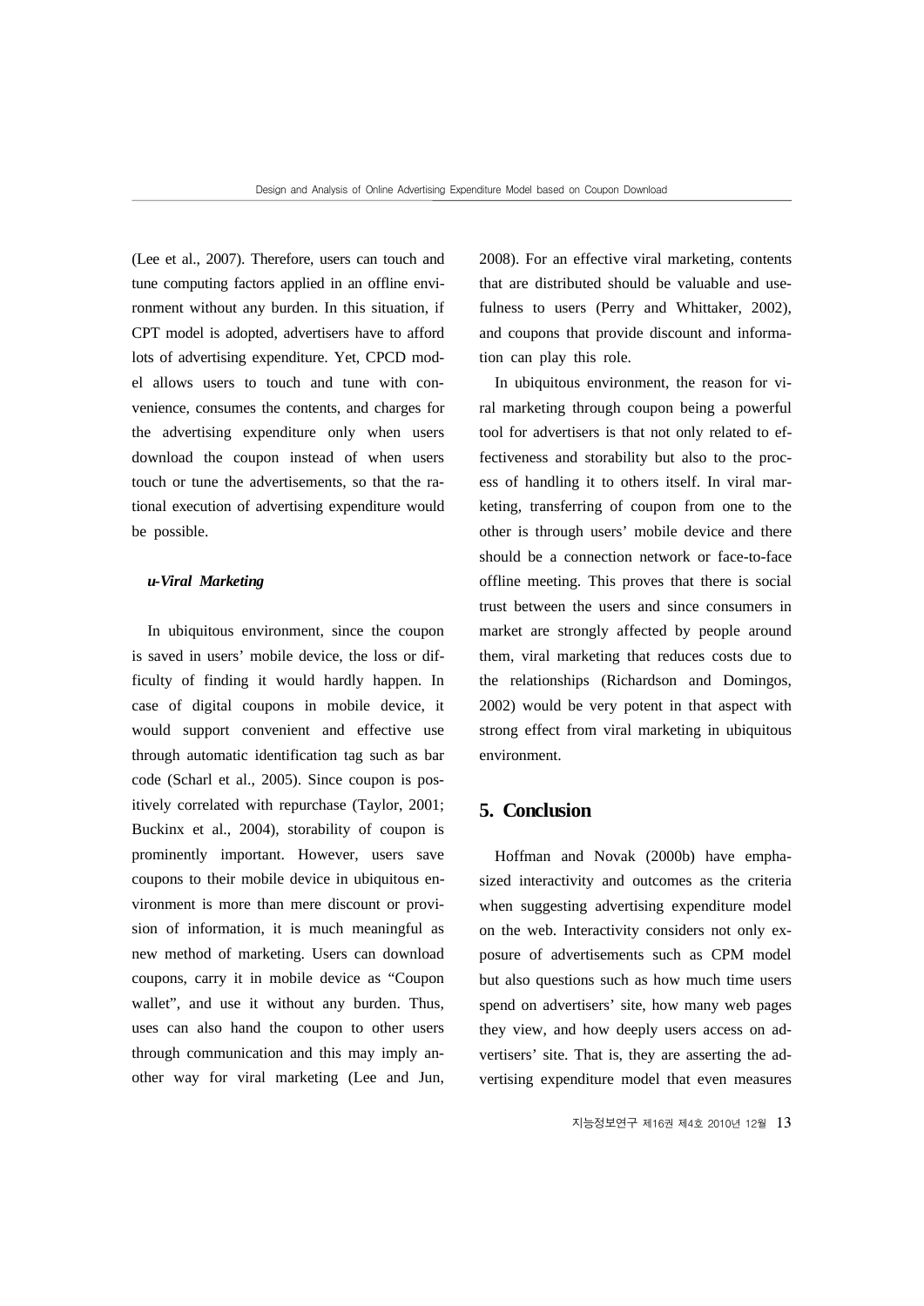(Lee et al., 2007). Therefore, users can touch and tune computing factors applied in an offline environment without any burden. In this situation, if CPT model is adopted, advertisers have to afford lots of advertising expenditure. Yet, CPCD model allows users to touch and tune with convenience, consumes the contents, and charges for the advertising expenditure only when users download the coupon instead of when users touch or tune the advertisements, so that the rational execution of advertising expenditure would be possible.

***u-Viral Marketing***

In ubiquitous environment, since the coupon is saved in users' mobile device, the loss or difficulty of finding it would hardly happen. In case of digital coupons in mobile device, it would support convenient and effective use through automatic identification tag such as bar code (Scharl et al., 2005). Since coupon is positively correlated with repurchase (Taylor, 2001; Buckinx et al., 2004), storability of coupon is prominently important. However, users save coupons to their mobile device in ubiquitous environment is more than mere discount or provision of information, it is much meaningful as new method of marketing. Users can download coupons, carry it in mobile device as "Coupon wallet", and use it without any burden. Thus, uses can also hand the coupon to other users through communication and this may imply another way for viral marketing (Lee and Jun, 2008). For an effective viral marketing, contents that are distributed should be valuable and usefulness to users (Perry and Whittaker, 2002), and coupons that provide discount and information can play this role.

In ubiquitous environment, the reason for viral marketing through coupon being a powerful tool for advertisers is that not only related to effectiveness and storability but also to the process of handling it to others itself. In viral marketing, transferring of coupon from one to the other is through users' mobile device and there should be a connection network or face-to-face offline meeting. This proves that there is social trust between the users and since consumers in market are strongly affected by people around them, viral marketing that reduces costs due to the relationships (Richardson and Domingos, 2002) would be very potent in that aspect with strong effect from viral marketing in ubiquitous environment.

## 5. Conclusion

Hoffman and Novak (2000b) have emphasized interactivity and outcomes as the criteria when suggesting advertising expenditure model on the web. Interactivity considers not only exposure of advertisements such as CPM model but also questions such as how much time users spend on advertisers' site, how many web pages they view, and how deeply users access on advertisers' site. That is, they are asserting the advertising expenditure model that even measures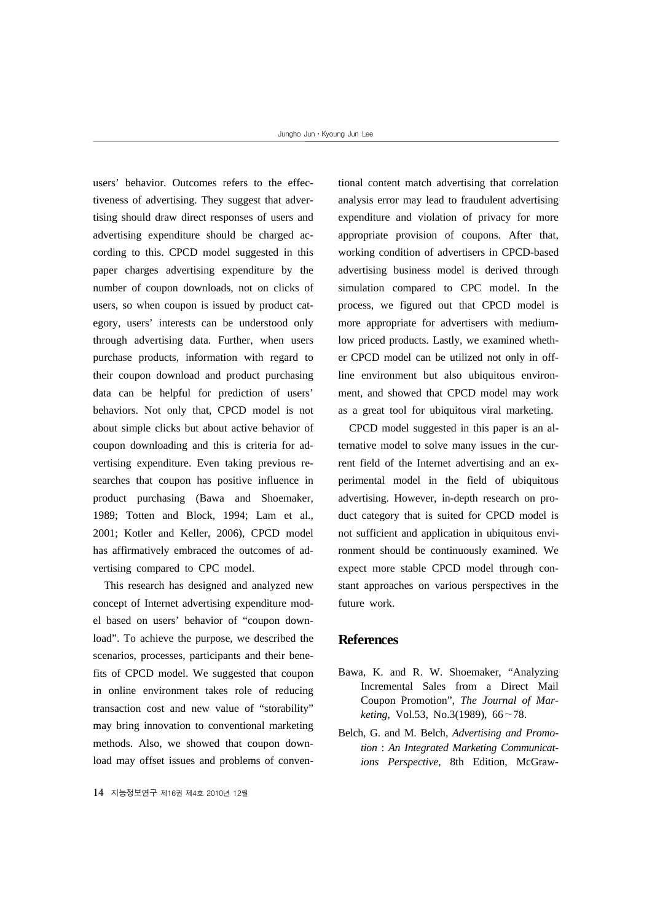users' behavior. Outcomes refers to the effectiveness of advertising. They suggest that advertising should draw direct responses of users and advertising expenditure should be charged according to this. CPCD model suggested in this paper charges advertising expenditure by the number of coupon downloads, not on clicks of users, so when coupon is issued by product category, users' interests can be understood only through advertising data. Further, when users purchase products, information with regard to their coupon download and product purchasing data can be helpful for prediction of users' behaviors. Not only that, CPCD model is not about simple clicks but about active behavior of coupon downloading and this is criteria for advertising expenditure. Even taking previous researches that coupon has positive influence in product purchasing (Bawa and Shoemaker, 1989; Totten and Block, 1994; Lam et al., 2001; Kotler and Keller, 2006), CPCD model has affirmatively embraced the outcomes of advertising compared to CPC model.

This research has designed and analyzed new concept of Internet advertising expenditure model based on users' behavior of "coupon download". To achieve the purpose, we described the scenarios, processes, participants and their benefits of CPCD model. We suggested that coupon in online environment takes role of reducing transaction cost and new value of "storability" may bring innovation to conventional marketing methods. Also, we showed that coupon download may offset issues and problems of conventional content match advertising that correlation analysis error may lead to fraudulent advertising expenditure and violation of privacy for more appropriate provision of coupons. After that, working condition of advertisers in CPCD-based advertising business model is derived through simulation compared to CPC model. In the process, we figured out that CPCD model is more appropriate for advertisers with medium-low priced products. Lastly, we examined whether CPCD model can be utilized not only in off-line environment but also ubiquitous environment, and showed that CPCD model may work as a great tool for ubiquitous viral marketing.

CPCD model suggested in this paper is an alternative model to solve many issues in the current field of the Internet advertising and an experimental model in the field of ubiquitous advertising. However, in-depth research on product category that is suited for CPCD model is not sufficient and application in ubiquitous environment should be continuously examined. We expect more stable CPCD model through constant approaches on various perspectives in the future work.

## References

Bawa, K. and R. W. Shoemaker, "Analyzing Incremental Sales from a Direct Mail Coupon Promotion", *The Journal of Marketing*, Vol.53, No.3(1989), 66～78.

Belch, G. and M. Belch, *Advertising and Promotion : An Integrated Marketing Communications Perspective*, 8th Edition, McGraw-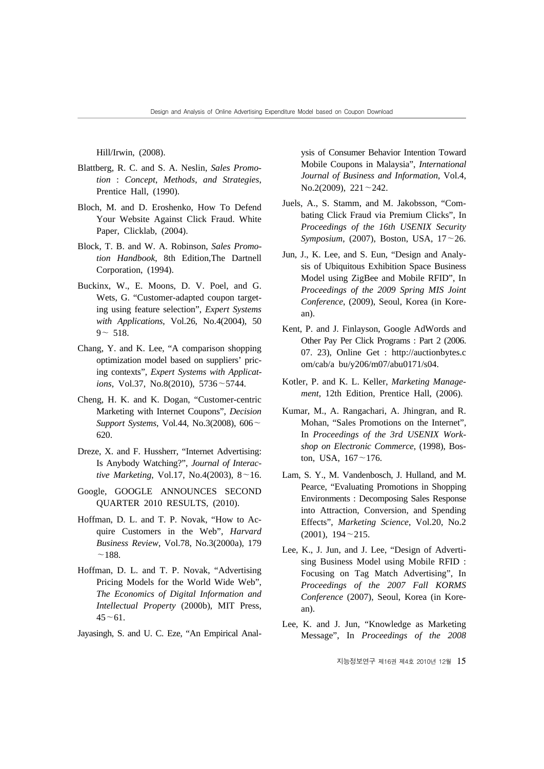Hill/Irwin, (2008).

Blattberg, R. C. and S. A. Neslin, *Sales Promotion : Concept, Methods, and Strategies*, Prentice Hall, (1990).

Bloch, M. and D. Eroshenko, How To Defend Your Website Against Click Fraud. White Paper, Clicklab, (2004).

Block, T. B. and W. A. Robinson, *Sales Promotion Handbook*, 8th Edition,The Dartnell Corporation, (1994).

Buckinx, W., E. Moons, D. V. Poel, and G. Wets, G. "Customer-adapted coupon targeting using feature selection", *Expert Systems with Applications*, Vol.26, No.4(2004), 509~ 518.

Chang, Y. and K. Lee, "A comparison shopping optimization model based on suppliers' pricing contexts", *Expert Systems with Applications*, Vol.37, No.8(2010), 5736~5744.

Cheng, H. K. and K. Dogan, "Customer-centric Marketing with Internet Coupons", *Decision Support Systems*, Vol.44, No.3(2008), 606~620.

Dreze, X. and F. Hussherr, "Internet Advertising: Is Anybody Watching?", *Journal of Interactive Marketing*, Vol.17, No.4(2003), 8~16.

Google, GOOGLE ANNOUNCES SECOND QUARTER 2010 RESULTS, (2010).

Hoffman, D. L. and T. P. Novak, "How to Acquire Customers in the Web", *Harvard Business Review*, Vol.78, No.3(2000a), 179~188.

Hoffman, D. L. and T. P. Novak, "Advertising Pricing Models for the World Wide Web", *The Economics of Digital Information and Intellectual Property* (2000b), MIT Press, 45~61.

Jayasingh, S. and U. C. Eze, "An Empirical Analysis of Consumer Behavior Intention Toward Mobile Coupons in Malaysia", *International Journal of Business and Information*, Vol.4, No.2(2009), 221~242.

Juels, A., S. Stamm, and M. Jakobsson, "Combating Click Fraud via Premium Clicks", In *Proceedings of the 16th USENIX Security Symposium*, (2007), Boston, USA, 17~26.

Jun, J., K. Lee, and S. Eun, "Design and Analysis of Ubiquitous Exhibition Space Business Model using ZigBee and Mobile RFID", In *Proceedings of the 2009 Spring MIS Joint Conference*, (2009), Seoul, Korea (in Korean).

Kent, P. and J. Finlayson, Google AdWords and Other Pay Per Click Programs : Part 2 (2006. 07. 23), Online Get : http://auctionbytes.com/cab/a bu/y206/m07/abu0171/s04.

Kotler, P. and K. L. Keller, *Marketing Management*, 12th Edition, Prentice Hall, (2006).

Kumar, M., A. Rangachari, A. Jhingran, and R. Mohan, "Sales Promotions on the Internet", In *Proceedings of the 3rd USENIX Workshop on Electronic Commerce*, (1998), Boston, USA, 167~176.

Lam, S. Y., M. Vandenbosch, J. Hulland, and M. Pearce, "Evaluating Promotions in Shopping Environments : Decomposing Sales Response into Attraction, Conversion, and Spending Effects", *Marketing Science*, Vol.20, No.2 (2001), 194~215.

Lee, K., J. Jun, and J. Lee, "Design of Advertising Business Model using Mobile RFID : Focusing on Tag Match Advertising", In *Proceedings of the 2007 Fall KORMS Conference* (2007), Seoul, Korea (in Korean).

Lee, K. and J. Jun, "Knowledge as Marketing Message", In *Proceedings of the 2008*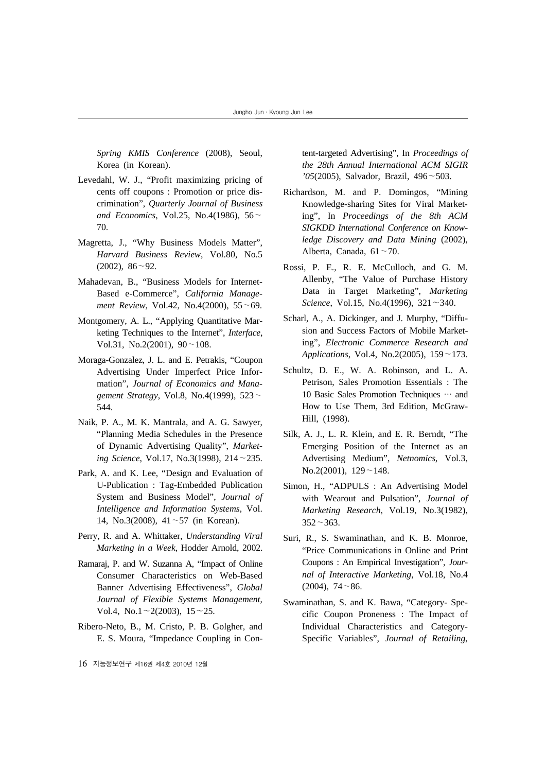*Spring KMIS Conference* (2008), Seoul, Korea (in Korean).

Levedahl, W. J., "Profit maximizing pricing of cents off coupons : Promotion or price discrimination", *Quarterly Journal of Business and Economics*, Vol.25, No.4(1986), 56～70.

Magretta, J., "Why Business Models Matter", *Harvard Business Review*, Vol.80, No.5 (2002), 86～92.

Mahadevan, B., "Business Models for Internet-Based e-Commerce", *California Management Review*, Vol.42, No.4(2000), 55～69.

Montgomery, A. L., "Applying Quantitative Marketing Techniques to the Internet", *Interface*, Vol.31, No.2(2001), 90～108.

Moraga-Gonzalez, J. L. and E. Petrakis, "Coupon Advertising Under Imperfect Price Information", *Journal of Economics and Management Strategy*, Vol.8, No.4(1999), 523～544.

Naik, P. A., M. K. Mantrala, and A. G. Sawyer, "Planning Media Schedules in the Presence of Dynamic Advertising Quality", *Marketing Science*, Vol.17, No.3(1998), 214～235.

Park, A. and K. Lee, "Design and Evaluation of U-Publication : Tag-Embedded Publication System and Business Model", *Journal of Intelligence and Information Systems*, Vol. 14, No.3(2008), 41～57 (in Korean).

Perry, R. and A. Whittaker, *Understanding Viral Marketing in a Week*, Hodder Arnold, 2002.

Ramaraj, P. and W. Suzanna A, "Impact of Online Consumer Characteristics on Web-Based Banner Advertising Effectiveness", *Global Journal of Flexible Systems Management*, Vol.4, No.1～2(2003), 15～25.

Ribero-Neto, B., M. Cristo, P. B. Golgher, and E. S. Moura, "Impedance Coupling in Content-targeted Advertising", In *Proceedings of the 28th Annual International ACM SIGIR '05*(2005), Salvador, Brazil, 496～503.

Richardson, M. and P. Domingos, "Mining Knowledge-sharing Sites for Viral Marketing", In *Proceedings of the 8th ACM SIGKDD International Conference on Knowledge Discovery and Data Mining* (2002), Alberta, Canada, 61～70.

Rossi, P. E., R. E. McCulloch, and G. M. Allenby, "The Value of Purchase History Data in Target Marketing", *Marketing Science*, Vol.15, No.4(1996), 321～340.

Scharl, A., A. Dickinger, and J. Murphy, "Diffusion and Success Factors of Mobile Marketing", *Electronic Commerce Research and Applications*, Vol.4, No.2(2005), 159～173.

Schultz, D. E., W. A. Robinson, and L. A. Petrison, Sales Promotion Essentials : The 10 Basic Sales Promotion Techniques … and How to Use Them, 3rd Edition, McGraw-Hill, (1998).

Silk, A. J., L. R. Klein, and E. R. Berndt, "The Emerging Position of the Internet as an Advertising Medium", *Netnomics*, Vol.3, No.2(2001), 129～148.

Simon, H., "ADPULS : An Advertising Model with Wearout and Pulsation", *Journal of Marketing Research*, Vol.19, No.3(1982), 352～363.

Suri, R., S. Swaminathan, and K. B. Monroe, "Price Communications in Online and Print Coupons : An Empirical Investigation", *Journal of Interactive Marketing*, Vol.18, No.4 (2004), 74～86.

Swaminathan, S. and K. Bawa, "Category- Specific Coupon Proneness : The Impact of Individual Characteristics and Category-Specific Variables", *Journal of Retailing*,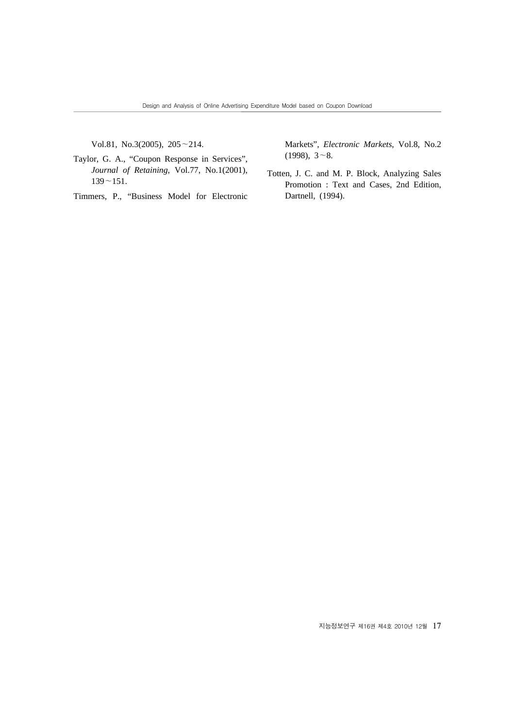Vol.81, No.3(2005), 205～214.

Taylor, G. A., "Coupon Response in Services", *Journal of Retaining*, Vol.77, No.1(2001), 139～151.

Timmers, P., "Business Model for Electronic Markets", *Electronic Markets*, Vol.8, No.2 (1998), 3～8.

Totten, J. C. and M. P. Block, Analyzing Sales Promotion : Text and Cases, 2nd Edition, Dartnell, (1994).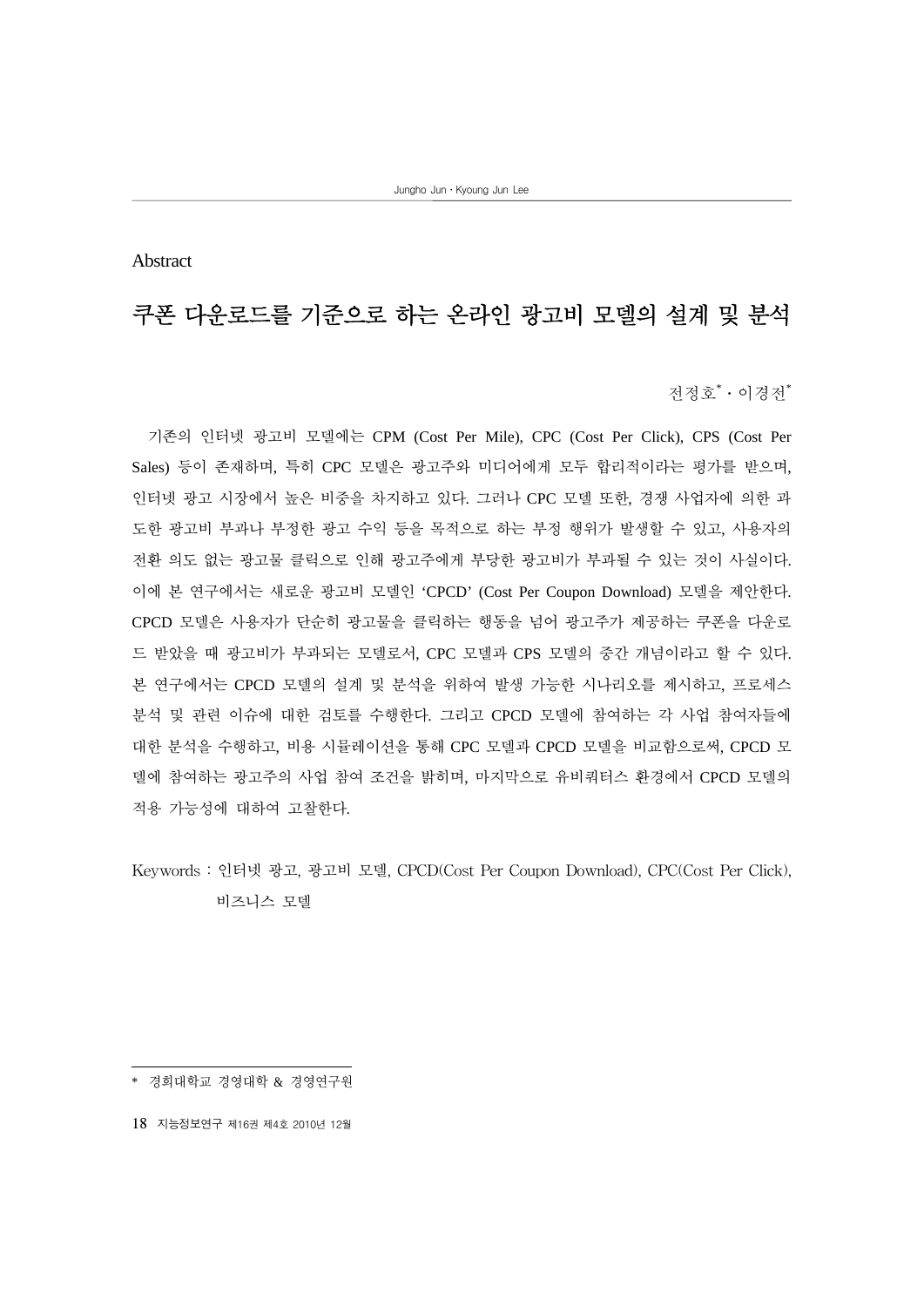## Abstract

# 쿠폰 다운로드를 기준으로 하는 온라인 광고비 모델의 설계 및 분석

전정호[*] · 이경전[*]

기존의 인터넷 광고비 모델에는 CPM (Cost Per Mile), CPC (Cost Per Click), CPS (Cost Per Sales) 등이 존재하며, 특히 CPC 모델은 광고주와 미디어에게 모두 합리적이라는 평가를 받으며, 인터넷 광고 시장에서 높은 비중을 차지하고 있다. 그러나 CPC 모델 또한, 경쟁 사업자에 의한 과도한 광고비 부과나 부정한 광고 수익 등을 목적으로 하는 부정 행위가 발생할 수 있고, 사용자의 전환 의도 없는 광고물 클릭으로 인해 광고주에게 부당한 광고비가 부과될 수 있는 것이 사실이다. 이에 본 연구에서는 새로운 광고비 모델인 'CPCD' (Cost Per Coupon Download) 모델을 제안한다. CPCD 모델은 사용자가 단순히 광고물을 클릭하는 행동을 넘어 광고주가 제공하는 쿠폰을 다운로드 받았을 때 광고비가 부과되는 모델로서, CPC 모델과 CPS 모델의 중간 개념이라고 할 수 있다. 본 연구에서는 CPCD 모델의 설계 및 분석을 위하여 발생 가능한 시나리오를 제시하고, 프로세스 분석 및 관련 이슈에 대한 검토를 수행한다. 그리고 CPCD 모델에 참여하는 각 사업 참여자들에 대한 분석을 수행하고, 비용 시뮬레이션을 통해 CPC 모델과 CPCD 모델을 비교함으로써, CPCD 모델에 참여하는 광고주의 사업 참여 조건을 밝히며, 마지막으로 유비쿼터스 환경에서 CPCD 모델의 적용 가능성에 대하여 고찰한다.

Keywords : 인터넷 광고, 광고비 모델, CPCD(Cost Per Coupon Download), CPC(Cost Per Click), 비즈니스 모델

---

\* 경희대학교 경영대학 & 경영연구원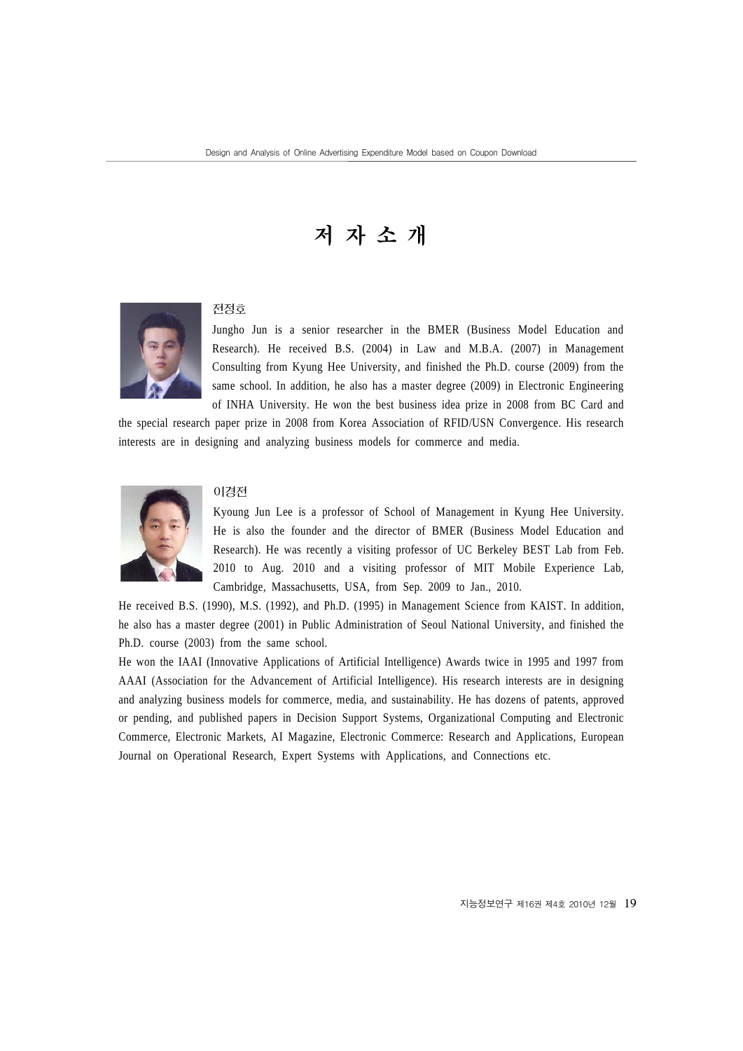# 저 자 소 개

### 전정호

Jungho Jun is a senior researcher in the BMER (Business Model Education and Research). He received B.S. (2004) in Law and M.B.A. (2007) in Management Consulting from Kyung Hee University, and finished the Ph.D. course (2009) from the same school. In addition, he also has a master degree (2009) in Electronic Engineering of INHA University. He won the best business idea prize in 2008 from BC Card and the special research paper prize in 2008 from Korea Association of RFID/USN Convergence. His research interests are in designing and analyzing business models for commerce and media.

### 이경전

Kyoung Jun Lee is a professor of School of Management in Kyung Hee University. He is also the founder and the director of BMER (Business Model Education and Research). He was recently a visiting professor of UC Berkeley BEST Lab from Feb. 2010 to Aug. 2010 and a visiting professor of MIT Mobile Experience Lab, Cambridge, Massachusetts, USA, from Sep. 2009 to Jan., 2010.

He received B.S. (1990), M.S. (1992), and Ph.D. (1995) in Management Science from KAIST. In addition, he also has a master degree (2001) in Public Administration of Seoul National University, and finished the Ph.D. course (2003) from the same school.

He won the IAAI (Innovative Applications of Artificial Intelligence) Awards twice in 1995 and 1997 from AAAI (Association for the Advancement of Artificial Intelligence). His research interests are in designing and analyzing business models for commerce, media, and sustainability. He has dozens of patents, approved or pending, and published papers in Decision Support Systems, Organizational Computing and Electronic Commerce, Electronic Markets, AI Magazine, Electronic Commerce: Research and Applications, European Journal on Operational Research, Expert Systems with Applications, and Connections etc.